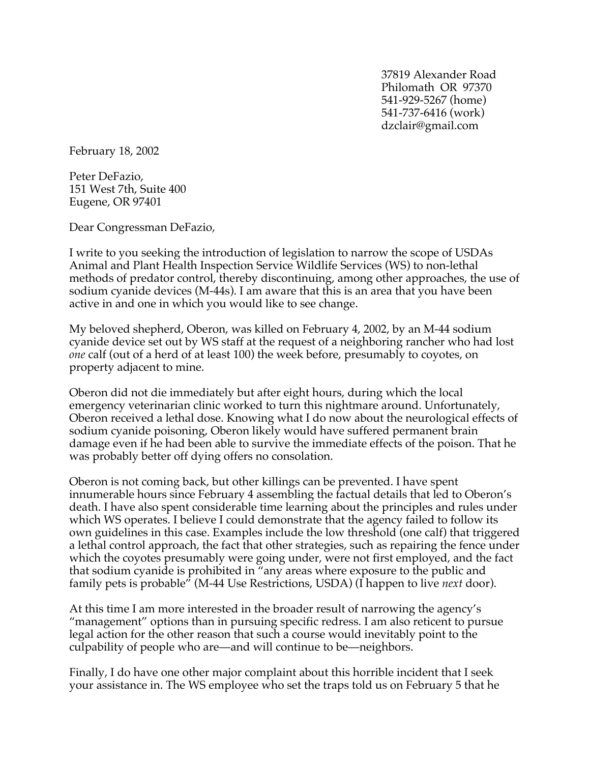37819 Alexander Road
Philomath OR 97370
541-929-5267 (home)
541-737-6416 (work)
dzclair@gmail.com

February 18, 2002

Peter DeFazio,
151 West 7th, Suite 400
Eugene, OR 97401

Dear Congressman DeFazio,

I write to you seeking the introduction of legislation to narrow the scope of USDAs Animal and Plant Health Inspection Service Wildlife Services (WS) to non-lethal methods of predator control, thereby discontinuing, among other approaches, the use of sodium cyanide devices (M-44s). I am aware that this is an area that you have been active in and one in which you would like to see change.

My beloved shepherd, Oberon, was killed on February 4, 2002, by an M-44 sodium cyanide device set out by WS staff at the request of a neighboring rancher who had lost *one* calf (out of a herd of at least 100) the week before, presumably to coyotes, on property adjacent to mine.

Oberon did not die immediately but after eight hours, during which the local emergency veterinarian clinic worked to turn this nightmare around. Unfortunately, Oberon received a lethal dose. Knowing what I do now about the neurological effects of sodium cyanide poisoning, Oberon likely would have suffered permanent brain damage even if he had been able to survive the immediate effects of the poison. That he was probably better off dying offers no consolation.

Oberon is not coming back, but other killings can be prevented. I have spent innumerable hours since February 4 assembling the factual details that led to Oberon's death. I have also spent considerable time learning about the principles and rules under which WS operates. I believe I could demonstrate that the agency failed to follow its own guidelines in this case. Examples include the low threshold (one calf) that triggered a lethal control approach, the fact that other strategies, such as repairing the fence under which the coyotes presumably were going under, were not first employed, and the fact that sodium cyanide is prohibited in "any areas where exposure to the public and family pets is probable" (M-44 Use Restrictions, USDA) (I happen to live *next* door).

At this time I am more interested in the broader result of narrowing the agency's "management" options than in pursuing specific redress. I am also reticent to pursue legal action for the other reason that such a course would inevitably point to the culpability of people who are—and will continue to be—neighbors.

Finally, I do have one other major complaint about this horrible incident that I seek your assistance in. The WS employee who set the traps told us on February 5 that he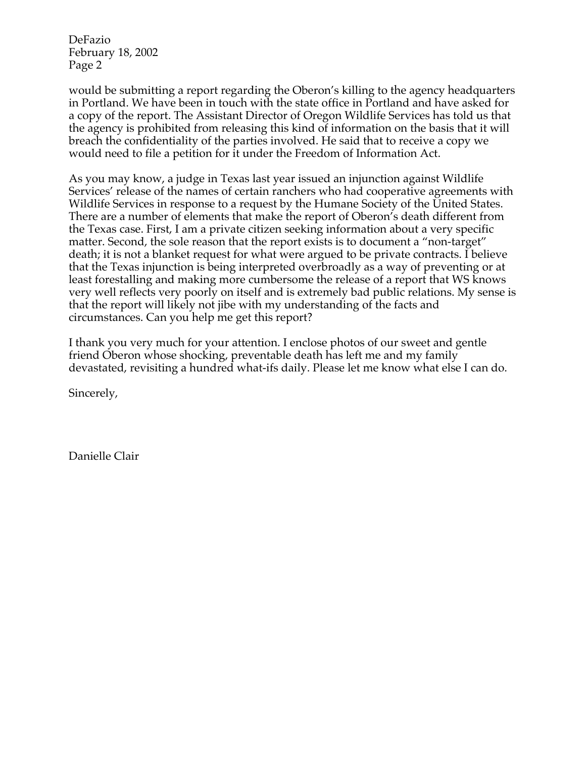would be submitting a report regarding the Oberon's killing to the agency headquarters in Portland. We have been in touch with the state office in Portland and have asked for a copy of the report. The Assistant Director of Oregon Wildlife Services has told us that the agency is prohibited from releasing this kind of information on the basis that it will breach the confidentiality of the parties involved. He said that to receive a copy we would need to file a petition for it under the Freedom of Information Act.

As you may know, a judge in Texas last year issued an injunction against Wildlife Services' release of the names of certain ranchers who had cooperative agreements with Wildlife Services in response to a request by the Humane Society of the United States. There are a number of elements that make the report of Oberon's death different from the Texas case. First, I am a private citizen seeking information about a very specific matter. Second, the sole reason that the report exists is to document a "non-target" death; it is not a blanket request for what were argued to be private contracts. I believe that the Texas injunction is being interpreted overbroadly as a way of preventing or at least forestalling and making more cumbersome the release of a report that WS knows very well reflects very poorly on itself and is extremely bad public relations. My sense is that the report will likely not jibe with my understanding of the facts and circumstances. Can you help me get this report?

I thank you very much for your attention. I enclose photos of our sweet and gentle friend Oberon whose shocking, preventable death has left me and my family devastated, revisiting a hundred what-ifs daily. Please let me know what else I can do.

Sincerely,

Danielle Clair